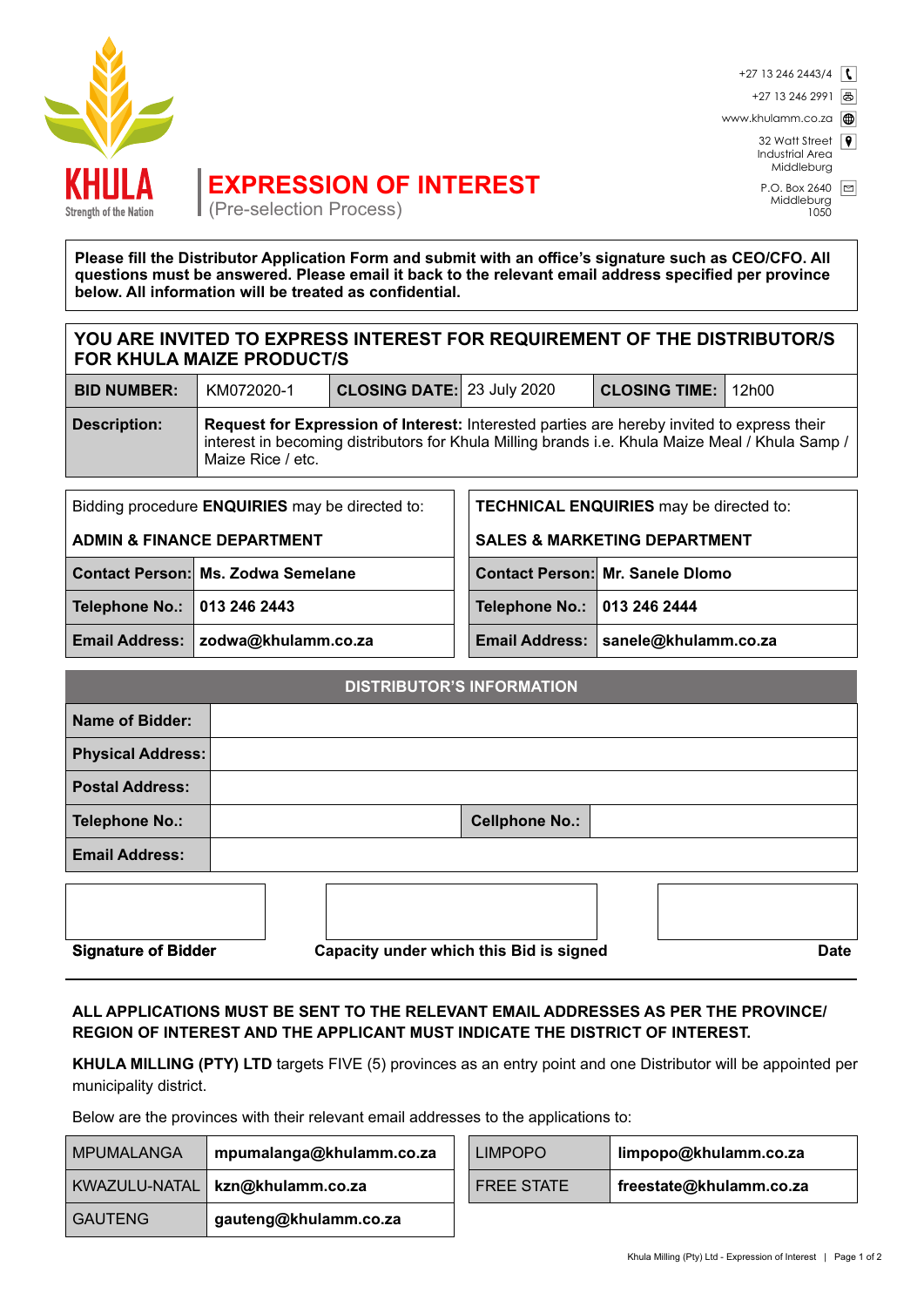KHULA
Strength of the Nation

# EXPRESSION OF INTEREST

(Pre-selection Process)

+27 13 246 2443/4
+27 13 246 2991
www.khulamm.co.za
32 Watt Street
Industrial Area
Middleburg
P.O. Box 2640
Middleburg
1050

**Please fill the Distributor Application Form and submit with an office's signature such as CEO/CFO. All questions must be answered. Please email it back to the relevant email address specified per province below. All information will be treated as confidential.**

## YOU ARE INVITED TO EXPRESS INTEREST FOR REQUIREMENT OF THE DISTRIBUTOR/S FOR KHULA MAIZE PRODUCT/S

| **BID NUMBER:** | KM072020-1 | **CLOSING DATE:** | 23 July 2020 | **CLOSING TIME:** | 12h00 |
|---|---|---|---|---|---|
| **Description:** | **Request for Expression of Interest:** Interested parties are hereby invited to express their interest in becoming distributors for Khula Milling brands i.e. Khula Maize Meal / Khula Samp / Maize Rice / etc. | | | | |

Bidding procedure **ENQUIRIES** may be directed to:

**ADMIN & FINANCE DEPARTMENT**

| | |
|---|---|
| **Contact Person:** | **Ms. Zodwa Semelane** |
| **Telephone No.:** | **013 246 2443** |
| **Email Address:** | **zodwa@khulamm.co.za** |

**TECHNICAL ENQUIRIES** may be directed to:

**SALES & MARKETING DEPARTMENT**

| | |
|---|---|
| **Contact Person:** | **Mr. Sanele Dlomo** |
| **Telephone No.:** | **013 246 2444** |
| **Email Address:** | **sanele@khulamm.co.za** |

| **DISTRIBUTOR'S INFORMATION** | | | |
|---|---|---|---|
| **Name of Bidder:** | | | |
| **Physical Address:** | | | |
| **Postal Address:** | | | |
| **Telephone No.:** | | **Cellphone No.:** | |
| **Email Address:** | | | |

**Signature of Bidder** | **Capacity under which this Bid is signed** | **Date**

**ALL APPLICATIONS MUST BE SENT TO THE RELEVANT EMAIL ADDRESSES AS PER THE PROVINCE/ REGION OF INTEREST AND THE APPLICANT MUST INDICATE THE DISTRICT OF INTEREST.**

**KHULA MILLING (PTY) LTD** targets FIVE (5) provinces as an entry point and one Distributor will be appointed per municipality district.

Below are the provinces with their relevant email addresses to the applications to:

| | |
|---|---|
| MPUMALANGA | **mpumalanga@khulamm.co.za** |
| KWAZULU-NATAL | **kzn@khulamm.co.za** |
| GAUTENG | **gauteng@khulamm.co.za** |
| LIMPOPO | **limpopo@khulamm.co.za** |
| FREE STATE | **freestate@khulamm.co.za** |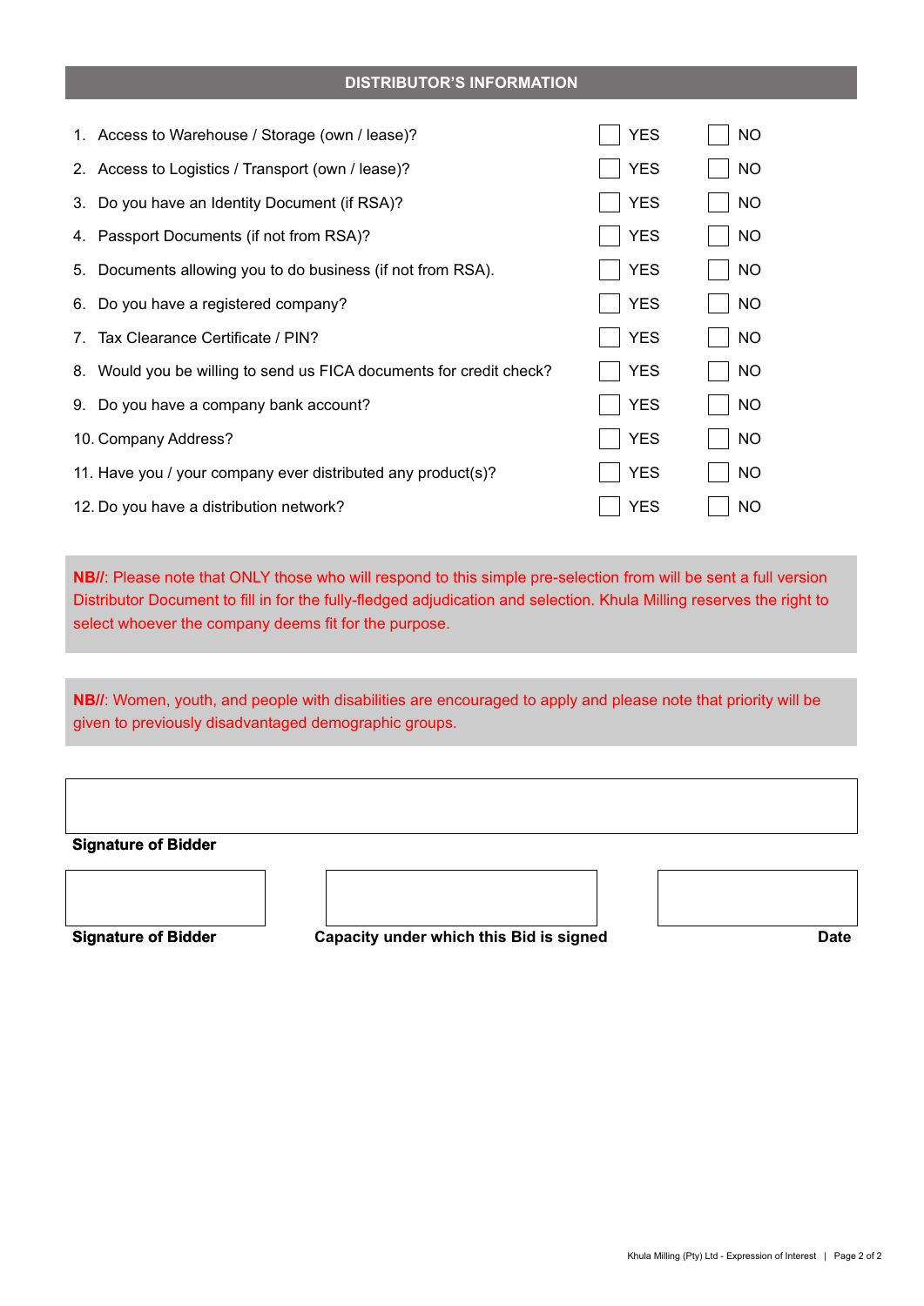## DISTRIBUTOR'S INFORMATION

| | | |
|---|---|---|
| 1. Access to Warehouse / Storage (own / lease)? | ☐ YES | ☐ NO |
| 2. Access to Logistics / Transport (own / lease)? | ☐ YES | ☐ NO |
| 3. Do you have an Identity Document (if RSA)? | ☐ YES | ☐ NO |
| 4. Passport Documents (if not from RSA)? | ☐ YES | ☐ NO |
| 5. Documents allowing you to do business (if not from RSA). | ☐ YES | ☐ NO |
| 6. Do you have a registered company? | ☐ YES | ☐ NO |
| 7. Tax Clearance Certificate / PIN? | ☐ YES | ☐ NO |
| 8. Would you be willing to send us FICA documents for credit check? | ☐ YES | ☐ NO |
| 9. Do you have a company bank account? | ☐ YES | ☐ NO |
| 10. Company Address? | ☐ YES | ☐ NO |
| 11. Have you / your company ever distributed any product(s)? | ☐ YES | ☐ NO |
| 12. Do you have a distribution network? | ☐ YES | ☐ NO |

**NB//**: Please note that ONLY those who will respond to this simple pre-selection from will be sent a full version Distributor Document to fill in for the fully-fledged adjudication and selection. Khula Milling reserves the right to select whoever the company deems fit for the purpose.

**NB//**: Women, youth, and people with disabilities are encouraged to apply and please note that priority will be given to previously disadvantaged demographic groups.

**Signature of Bidder**

| | | |
|---|---|---|
| **Signature of Bidder** | **Capacity under which this Bid is signed** | **Date** |